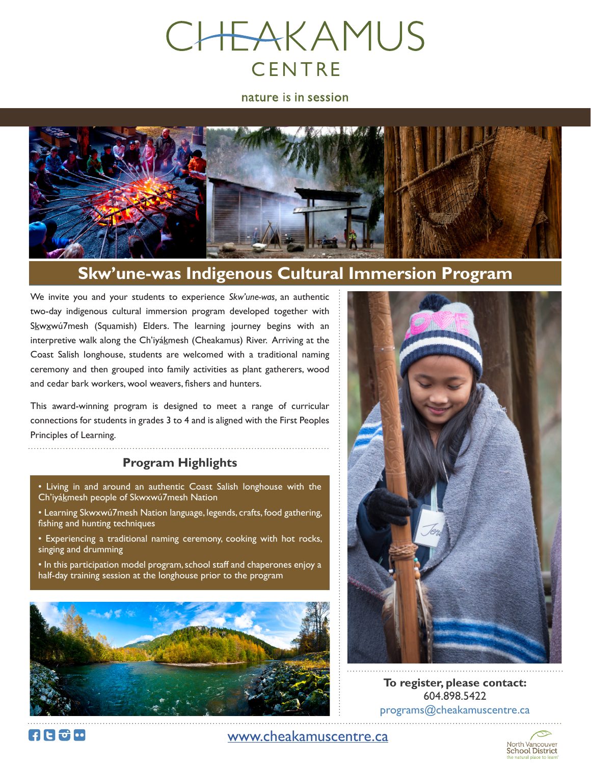# CHEAKAMUS CENTRE

nature is in session

## Skw'une-was Indigenous Cultural Immersion Program

We invite you and your students to experience *Skw'une-was,* an authentic two-day indigenous cultural immersion program developed together with Skwxwú7mesh (Squamish) Elders. The learning journey begins with an interpretive walk along the Ch'iyákmesh (Cheakamus) River. Arriving at the Coast Salish longhouse, students are welcomed with a traditional naming ceremony and then grouped into family activities as plant gatherers, wood and cedar bark workers, wool weavers, fishers and hunters.

This award-winning program is designed to meet a range of curricular connections for students in grades 3 to 4 and is aligned with the First Peoples Principles of Learning.

### Program Highlights

- Living in and around an authentic Coast Salish longhouse with the Ch'iyákmesh people of Skwxwú7mesh Nation
- Learning Skwxwú7mesh Nation language, legends, crafts, food gathering, fishing and hunting techniques
- Experiencing a traditional naming ceremony, cooking with hot rocks, singing and drumming
- In this participation model program, school staff and chaperones enjoy a half-day training session at the longhouse prior to the program

**To register, please contact:**
604.898.5422
programs@cheakamuscentre.ca

www.cheakamuscentre.ca

North Vancouver School District
the natural place to learn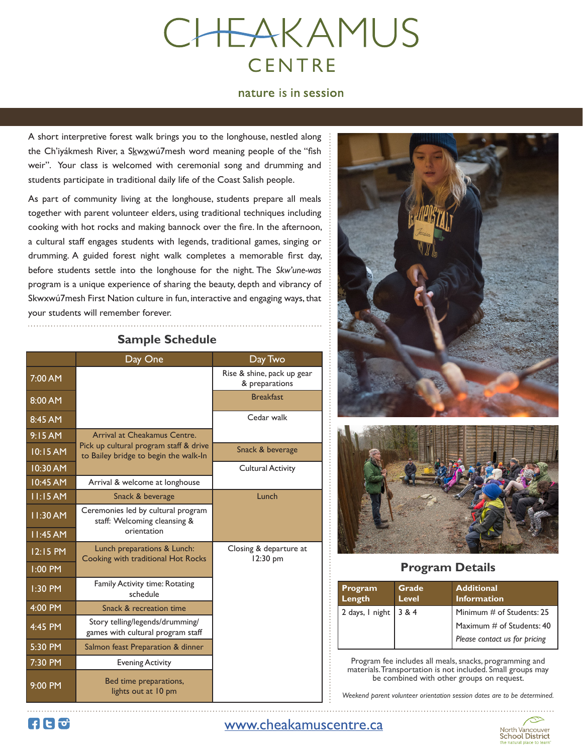# CHEAKAMUS CENTRE

nature is in session

A short interpretive forest walk brings you to the longhouse, nestled along the Ch'iyákmesh River, a Skwxwú7mesh word meaning people of the "fish weir". Your class is welcomed with ceremonial song and drumming and students participate in traditional daily life of the Coast Salish people.

As part of community living at the longhouse, students prepare all meals together with parent volunteer elders, using traditional techniques including cooking with hot rocks and making bannock over the fire. In the afternoon, a cultural staff engages students with legends, traditional games, singing or drumming. A guided forest night walk completes a memorable first day, before students settle into the longhouse for the night. The *Skw'une-was* program is a unique experience of sharing the beauty, depth and vibrancy of Skwxwú7mesh First Nation culture in fun, interactive and engaging ways, that your students will remember forever.

## Sample Schedule

| | Day One | Day Two |
|---|---|---|
| 7:00 AM | | Rise & shine, pack up gear & preparations |
| 8:00 AM | | Breakfast |
| 8:45 AM | | Cedar walk |
| 9:15 AM | Arrival at Cheakamus Centre. Pick up cultural program staff & drive to Bailey bridge to begin the walk-In | |
| 10:15 AM | | Snack & beverage |
| 10:30 AM | | Cultural Activity |
| 10:45 AM | Arrival & welcome at longhouse | |
| 11:15 AM | Snack & beverage | Lunch |
| 11:30 AM | Ceremonies led by cultural program staff: Welcoming cleansing & orientation | |
| 11:45 AM | | |
| 12:15 PM | Lunch preparations & Lunch: Cooking with traditional Hot Rocks | Closing & departure at 12:30 pm |
| 1:00 PM | | |
| 1:30 PM | Family Activity time: Rotating schedule | |
| 4:00 PM | Snack & recreation time | |
| 4:45 PM | Story telling/legends/drumming/ games with cultural program staff | |
| 5:30 PM | Salmon feast Preparation & dinner | |
| 7:30 PM | Evening Activity | |
| 9:00 PM | Bed time preparations, lights out at 10 pm | |

## Program Details

| Program Length | Grade Level | Additional Information |
|---|---|---|
| 2 days, 1 night | 3 & 4 | Minimum # of Students: 25<br>Maximum # of Students: 40<br>*Please contact us for pricing* |

Program fee includes all meals, snacks, programming and materials. Transportation is not included. Small groups may be combined with other groups on request.

*Weekend parent volunteer orientation session dates are to be determined.*

www.cheakamuscentre.ca

North Vancouver School District
the natural place to learn